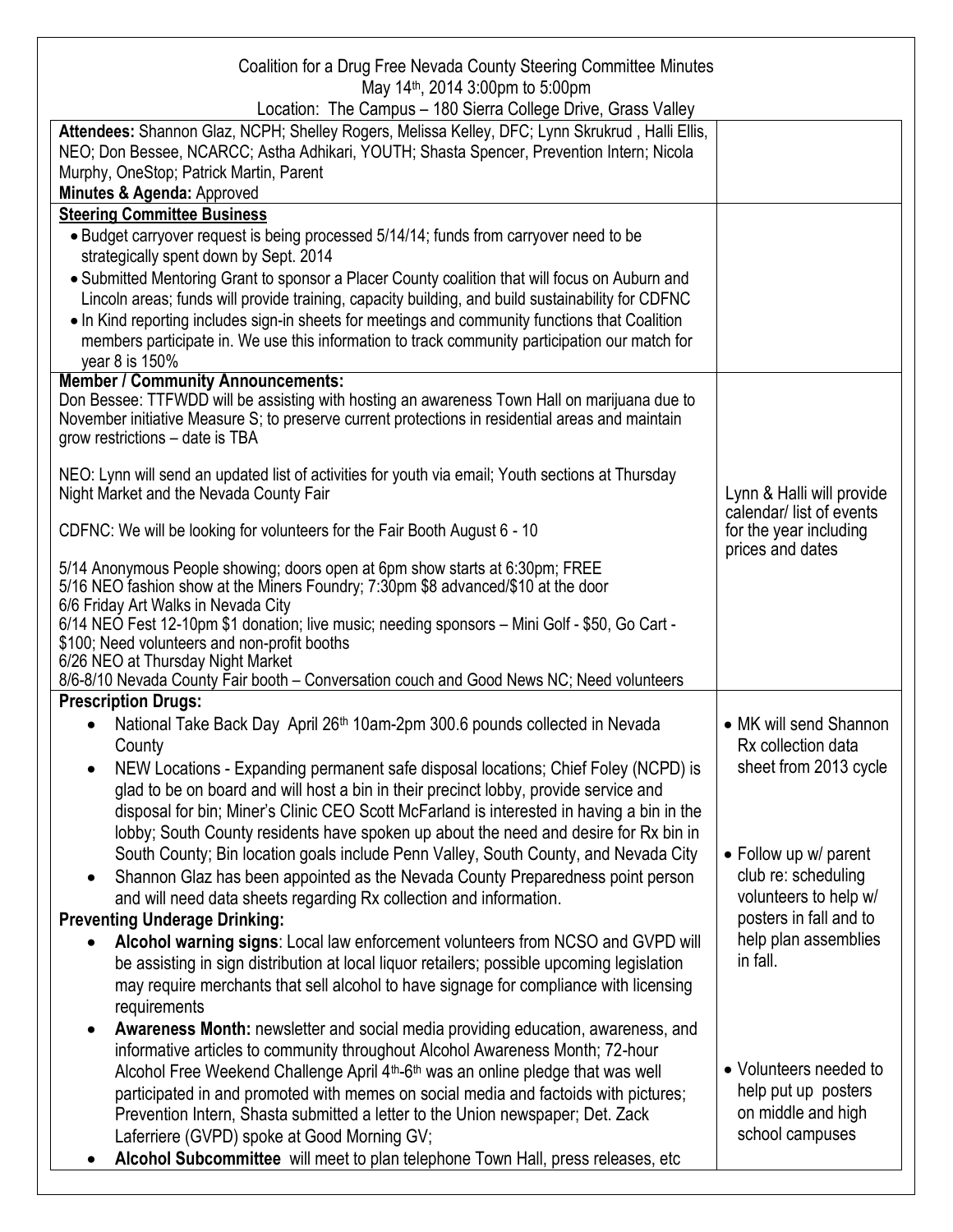# Coalition for a Drug Free Nevada County Steering Committee Minutes

May 14th, 2014 3:00pm to 5:00pm

Location: The Campus – 180 Sierra College Drive, Grass Valley

| | |
|---|---|
| **Attendees:** Shannon Glaz, NCPH; Shelley Rogers, Melissa Kelley, DFC; Lynn Skrukrud , Halli Ellis, NEO; Don Bessee, NCARCC; Astha Adhikari, YOUTH; Shasta Spencer, Prevention Intern; Nicola Murphy, OneStop; Patrick Martin, Parent<br>**Minutes & Agenda:** Approved | |
| **Steering Committee Business**<br>• Budget carryover request is being processed 5/14/14; funds from carryover need to be strategically spent down by Sept. 2014<br>• Submitted Mentoring Grant to sponsor a Placer County coalition that will focus on Auburn and Lincoln areas; funds will provide training, capacity building, and build sustainability for CDFNC<br>• In Kind reporting includes sign-in sheets for meetings and community functions that Coalition members participate in. We use this information to track community participation our match for year 8 is 150% | |
| **Member / Community Announcements:**<br>Don Bessee: TTFWDD will be assisting with hosting an awareness Town Hall on marijuana due to November initiative Measure S; to preserve current protections in residential areas and maintain grow restrictions – date is TBA<br><br>NEO: Lynn will send an updated list of activities for youth via email; Youth sections at Thursday Night Market and the Nevada County Fair<br><br>CDFNC: We will be looking for volunteers for the Fair Booth August 6 - 10<br><br>5/14 Anonymous People showing; doors open at 6pm show starts at 6:30pm; FREE<br>5/16 NEO fashion show at the Miners Foundry; 7:30pm $8 advanced/$10 at the door<br>6/6 Friday Art Walks in Nevada City<br>6/14 NEO Fest 12-10pm $1 donation; live music; needing sponsors – Mini Golf - $50, Go Cart - $100; Need volunteers and non-profit booths<br>6/26 NEO at Thursday Night Market<br>8/6-8/10 Nevada County Fair booth – Conversation couch and Good News NC; Need volunteers | Lynn & Halli will provide calendar/ list of events for the year including prices and dates |
| **Prescription Drugs:**<br>• National Take Back Day April 26th 10am-2pm 300.6 pounds collected in Nevada County<br>• NEW Locations - Expanding permanent safe disposal locations; Chief Foley (NCPD) is glad to be on board and will host a bin in their precinct lobby, provide service and disposal for bin; Miner's Clinic CEO Scott McFarland is interested in having a bin in the lobby; South County residents have spoken up about the need and desire for Rx bin in South County; Bin location goals include Penn Valley, South County, and Nevada City<br>• Shannon Glaz has been appointed as the Nevada County Preparedness point person and will need data sheets regarding Rx collection and information.<br>**Preventing Underage Drinking:**<br>• **Alcohol warning signs**: Local law enforcement volunteers from NCSO and GVPD will be assisting in sign distribution at local liquor retailers; possible upcoming legislation may require merchants that sell alcohol to have signage for compliance with licensing requirements<br>• **Awareness Month:** newsletter and social media providing education, awareness, and informative articles to community throughout Alcohol Awareness Month; 72-hour Alcohol Free Weekend Challenge April 4th-6th was an online pledge that was well participated in and promoted with memes on social media and factoids with pictures; Prevention Intern, Shasta submitted a letter to the Union newspaper; Det. Zack Laferriere (GVPD) spoke at Good Morning GV;<br>• **Alcohol Subcommittee** will meet to plan telephone Town Hall, press releases, etc | • MK will send Shannon Rx collection data sheet from 2013 cycle<br><br>• Follow up w/ parent club re: scheduling volunteers to help w/ posters in fall and to help plan assemblies in fall.<br><br>• Volunteers needed to help put up posters on middle and high school campuses |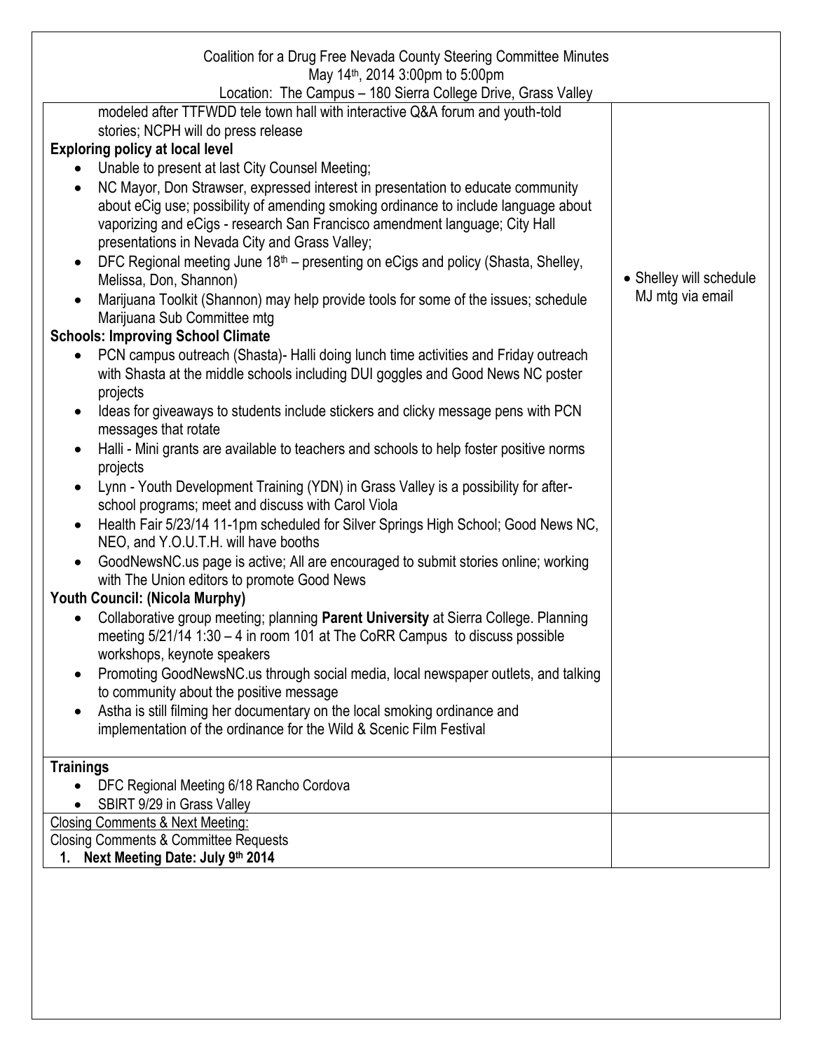Coalition for a Drug Free Nevada County Steering Committee Minutes
May 14th, 2014 3:00pm to 5:00pm
Location: The Campus – 180 Sierra College Drive, Grass Valley

| | |
|---|---|
| modeled after TTFWDD tele town hall with interactive Q&A forum and youth-told stories; NCPH will do press release<br>**Exploring policy at local level**<br>• Unable to present at last City Counsel Meeting;<br>• NC Mayor, Don Strawser, expressed interest in presentation to educate community about eCig use; possibility of amending smoking ordinance to include language about vaporizing and eCigs - research San Francisco amendment language; City Hall presentations in Nevada City and Grass Valley;<br>• DFC Regional meeting June 18th – presenting on eCigs and policy (Shasta, Shelley, Melissa, Don, Shannon)<br>• Marijuana Toolkit (Shannon) may help provide tools for some of the issues; schedule Marijuana Sub Committee mtg<br>**Schools: Improving School Climate**<br>• PCN campus outreach (Shasta)- Halli doing lunch time activities and Friday outreach with Shasta at the middle schools including DUI goggles and Good News NC poster projects<br>• Ideas for giveaways to students include stickers and clicky message pens with PCN messages that rotate<br>• Halli - Mini grants are available to teachers and schools to help foster positive norms projects<br>• Lynn - Youth Development Training (YDN) in Grass Valley is a possibility for after-school programs; meet and discuss with Carol Viola<br>• Health Fair 5/23/14 11-1pm scheduled for Silver Springs High School; Good News NC, NEO, and Y.O.U.T.H. will have booths<br>• GoodNewsNC.us page is active; All are encouraged to submit stories online; working with The Union editors to promote Good News<br>**Youth Council: (Nicola Murphy)**<br>• Collaborative group meeting; planning **Parent University** at Sierra College. Planning meeting 5/21/14 1:30 – 4 in room 101 at The CoRR Campus to discuss possible workshops, keynote speakers<br>• Promoting GoodNewsNC.us through social media, local newspaper outlets, and talking to community about the positive message<br>• Astha is still filming her documentary on the local smoking ordinance and implementation of the ordinance for the Wild & Scenic Film Festival | • Shelley will schedule MJ mtg via email |
| **Trainings**<br>• DFC Regional Meeting 6/18 Rancho Cordova<br>• SBIRT 9/29 in Grass Valley | |
| Closing Comments & Next Meeting:<br>Closing Comments & Committee Requests<br>1. **Next Meeting Date: July 9th 2014** | |